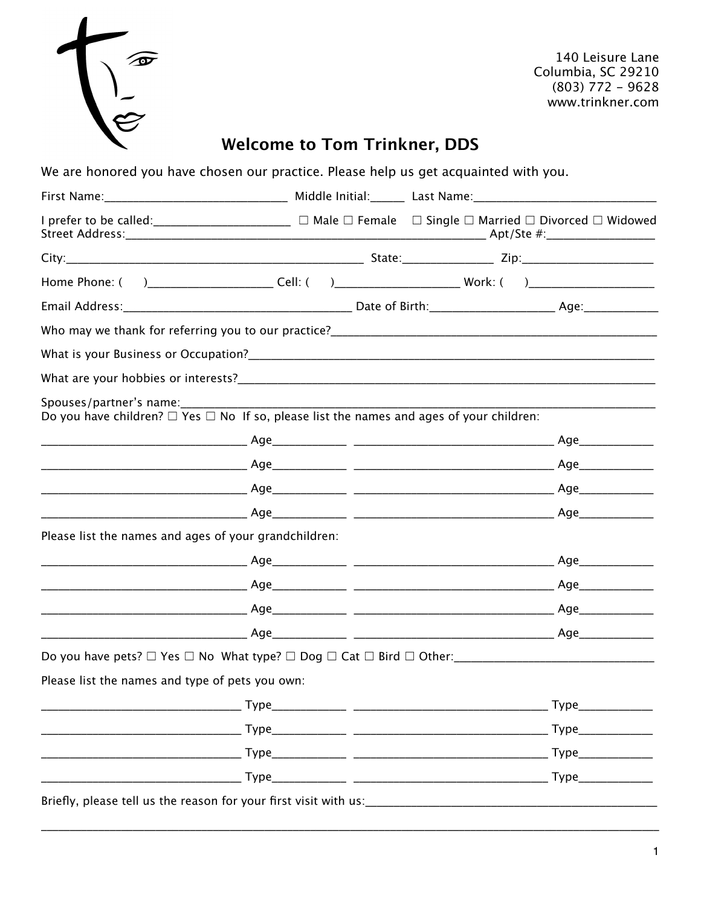140 Leisure Lane
Columbia, SC 29210
(803) 772 - 9628
www.trinkner.com

# Welcome to Tom Trinkner, DDS

We are honored you have chosen our practice. Please help us get acquainted with you.

First Name:_____________________________ Middle Initial:_____ Last Name:_____________________________

I prefer to be called:_____________________ ☐ Male ☐ Female ☐ Single ☐ Married ☐ Divorced ☐ Widowed
Street Address:_________________________________________________________ Apt/Ste #:_________________

City:_______________________________________________ State:______________ Zip:_____________________

Home Phone: ( )____________________ Cell: ( )____________________ Work: ( )____________________

Email Address:____________________________________ Date of Birth:___________________ Age:___________

Who may we thank for referring you to our practice?___________________________________________________

What is your Business or Occupation?_______________________________________________________________

What are your hobbies or interests?_________________________________________________________________

Spouses/partner's name:___________________________________________________________________________
Do you have children? ☐ Yes ☐ No If so, please list the names and ages of your children:

________________________________ Age___________ ________________________________ Age___________

________________________________ Age___________ ________________________________ Age___________

________________________________ Age___________ ________________________________ Age___________

________________________________ Age___________ ________________________________ Age___________

Please list the names and ages of your grandchildren:

________________________________ Age___________ ________________________________ Age___________

________________________________ Age___________ ________________________________ Age___________

________________________________ Age___________ ________________________________ Age___________

________________________________ Age___________ ________________________________ Age___________

Do you have pets? ☐ Yes ☐ No What type? ☐ Dog ☐ Cat ☐ Bird ☐ Other:_______________________________

Please list the names and type of pets you own:

_______________________________ Type___________ _______________________________ Type___________

_______________________________ Type___________ _______________________________ Type___________

_______________________________ Type___________ _______________________________ Type___________

_______________________________ Type___________ _______________________________ Type___________

Briefly, please tell us the reason for your first visit with us:______________________________________________

_____________________________________________________________________________________________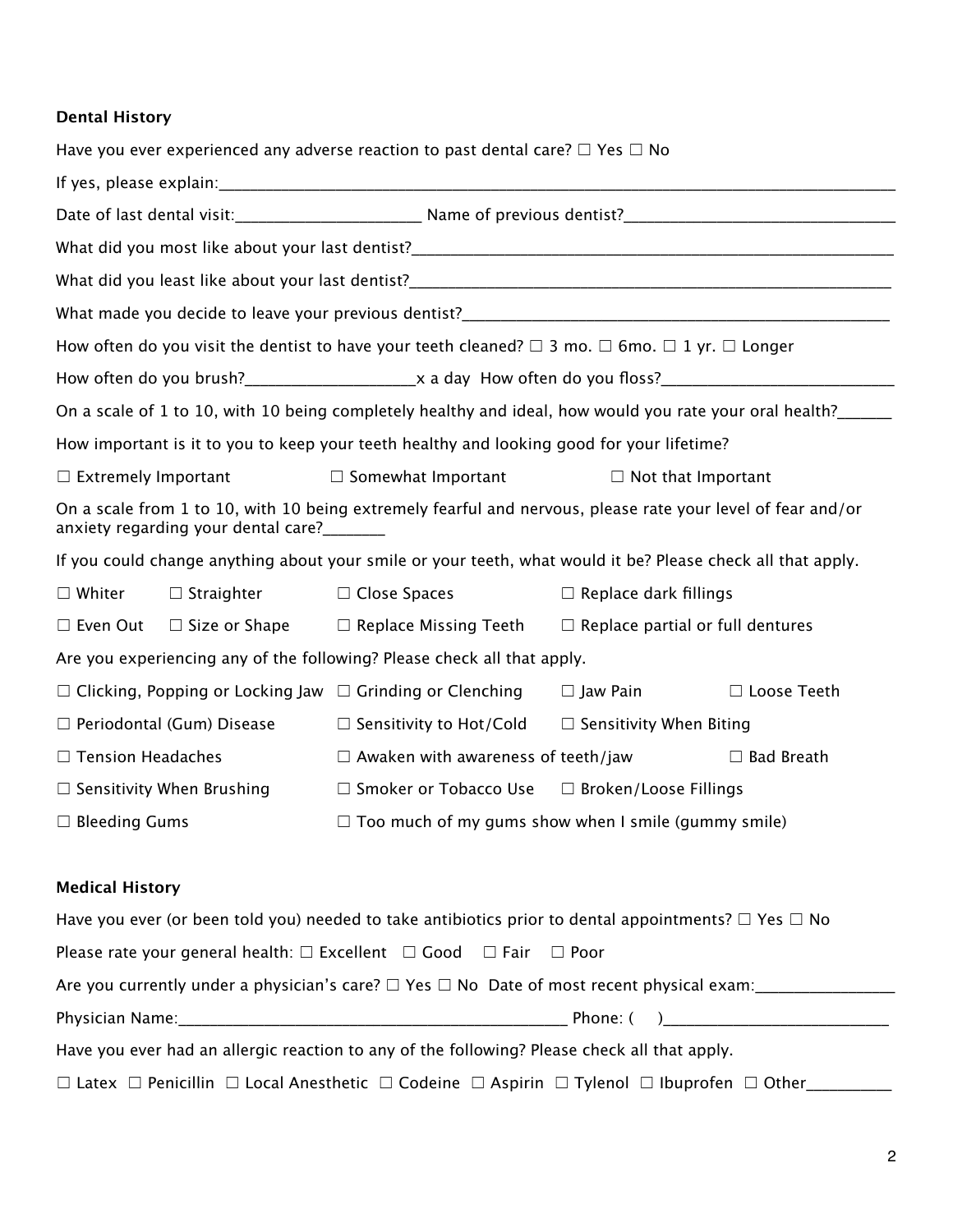**Dental History**

Have you ever experienced any adverse reaction to past dental care? ☐ Yes ☐ No

If yes, please explain:\_\_\_\_\_\_\_\_\_\_\_\_\_\_\_\_\_\_\_\_\_\_\_\_\_\_\_\_\_\_\_\_\_\_\_\_\_\_\_\_\_\_\_\_\_\_\_\_

Date of last dental visit:\_\_\_\_\_\_\_\_\_\_\_\_\_\_\_\_\_\_\_\_ Name of previous dentist?\_\_\_\_\_\_\_\_\_\_\_\_\_\_\_\_\_\_\_\_\_\_\_\_\_\_\_\_\_\_

What did you most like about your last dentist?\_\_\_\_\_\_\_\_\_\_\_\_\_\_\_\_\_\_\_\_\_\_\_\_\_\_\_\_\_\_\_\_\_\_\_\_\_\_\_\_

What did you least like about your last dentist?\_\_\_\_\_\_\_\_\_\_\_\_\_\_\_\_\_\_\_\_\_\_\_\_\_\_\_\_\_\_\_\_\_\_\_\_\_\_\_\_

What made you decide to leave your previous dentist?\_\_\_\_\_\_\_\_\_\_\_\_\_\_\_\_\_\_\_\_\_\_\_\_\_\_\_\_\_\_\_\_\_\_\_\_\_\_

How often do you visit the dentist to have your teeth cleaned? ☐ 3 mo. ☐ 6mo. ☐ 1 yr. ☐ Longer

How often do you brush?\_\_\_\_\_\_\_\_\_\_\_\_\_\_\_\_\_\_\_\_x a day How often do you floss?\_\_\_\_\_\_\_\_\_\_\_\_\_\_\_\_\_\_\_\_\_\_\_\_\_\_\_\_

On a scale of 1 to 10, with 10 being completely healthy and ideal, how would you rate your oral health?\_\_\_\_\_\_

How important is it to you to keep your teeth healthy and looking good for your lifetime?

☐ Extremely Important ☐ Somewhat Important ☐ Not that Important

On a scale from 1 to 10, with 10 being extremely fearful and nervous, please rate your level of fear and/or anxiety regarding your dental care?\_\_\_\_\_\_\_

If you could change anything about your smile or your teeth, what would it be? Please check all that apply.

☐ Whiter ☐ Straighter ☐ Close Spaces ☐ Replace dark fillings

☐ Even Out ☐ Size or Shape ☐ Replace Missing Teeth ☐ Replace partial or full dentures

Are you experiencing any of the following? Please check all that apply.

☐ Clicking, Popping or Locking Jaw ☐ Grinding or Clenching ☐ Jaw Pain ☐ Loose Teeth

☐ Periodontal (Gum) Disease ☐ Sensitivity to Hot/Cold ☐ Sensitivity When Biting

☐ Tension Headaches ☐ Awaken with awareness of teeth/jaw ☐ Bad Breath

☐ Sensitivity When Brushing ☐ Smoker or Tobacco Use ☐ Broken/Loose Fillings

☐ Bleeding Gums ☐ Too much of my gums show when I smile (gummy smile)

**Medical History**

Have you ever (or been told you) needed to take antibiotics prior to dental appointments? ☐ Yes ☐ No

Please rate your general health: ☐ Excellent ☐ Good ☐ Fair ☐ Poor

Are you currently under a physician's care? ☐ Yes ☐ No Date of most recent physical exam:\_\_\_\_\_\_\_\_\_\_\_\_\_\_\_\_

Physician Name:\_\_\_\_\_\_\_\_\_\_\_\_\_\_\_\_\_\_\_\_\_\_\_\_\_\_\_\_\_\_\_\_\_\_\_\_\_\_\_\_\_\_\_\_\_\_ Phone: (    )\_\_\_\_\_\_\_\_\_\_\_\_\_\_\_\_\_\_\_\_\_\_\_\_\_\_

Have you ever had an allergic reaction to any of the following? Please check all that apply.

☐ Latex ☐ Penicillin ☐ Local Anesthetic ☐ Codeine ☐ Aspirin ☐ Tylenol ☐ Ibuprofen ☐ Other\_\_\_\_\_\_\_\_\_\_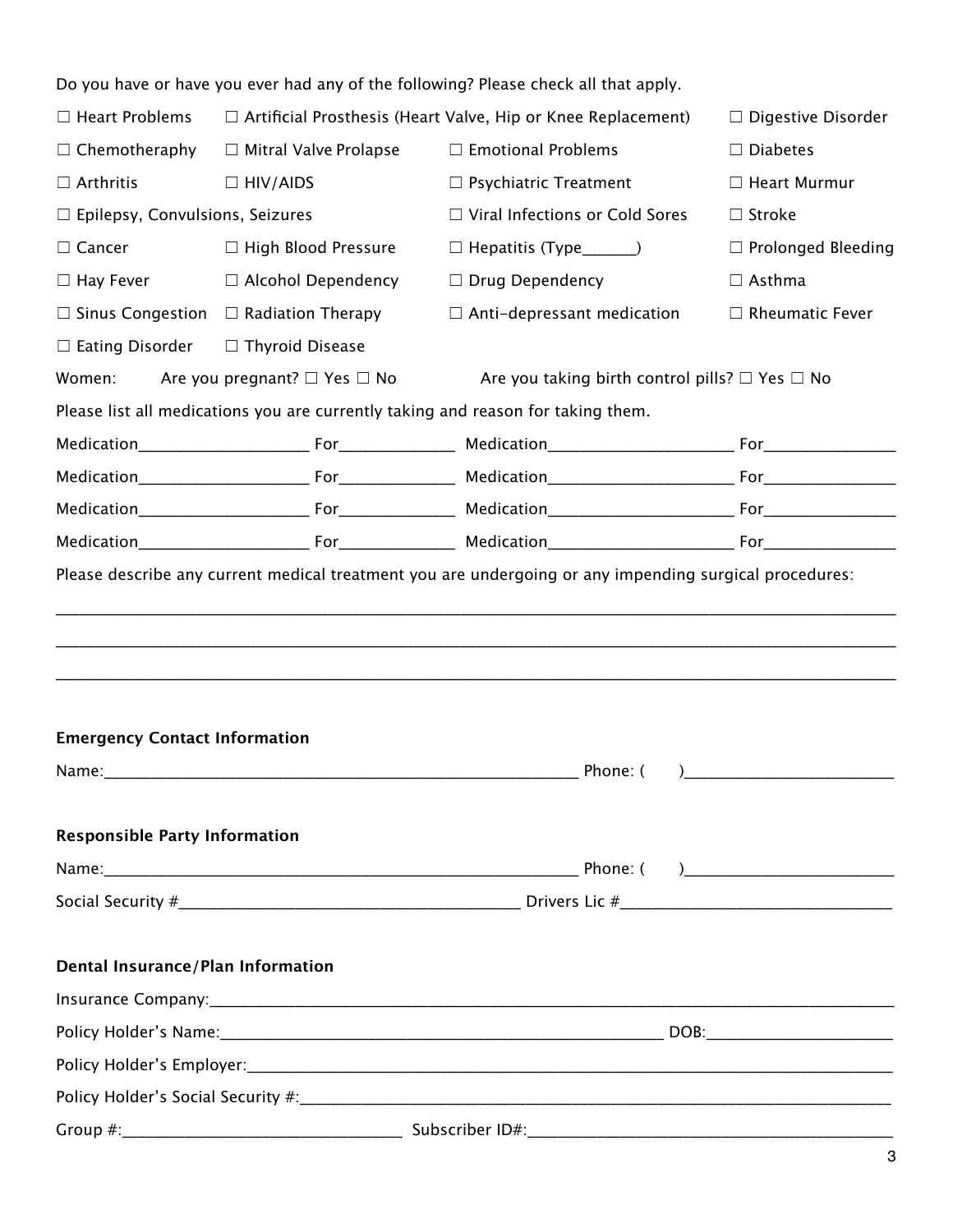Do you have or have you ever had any of the following? Please check all that apply.

| | | | |
|---|---|---|---|
| ☐ Heart Problems | ☐ Artificial Prosthesis (Heart Valve, Hip or Knee Replacement) | | ☐ Digestive Disorder |
| ☐ Chemotheraphy | ☐ Mitral Valve Prolapse | ☐ Emotional Problems | ☐ Diabetes |
| ☐ Arthritis | ☐ HIV/AIDS | ☐ Psychiatric Treatment | ☐ Heart Murmur |
| ☐ Epilepsy, Convulsions, Seizures | | ☐ Viral Infections or Cold Sores | ☐ Stroke |
| ☐ Cancer | ☐ High Blood Pressure | ☐ Hepatitis (Type______) | ☐ Prolonged Bleeding |
| ☐ Hay Fever | ☐ Alcohol Dependency | ☐ Drug Dependency | ☐ Asthma |
| ☐ Sinus Congestion | ☐ Radiation Therapy | ☐ Anti-depressant medication | ☐ Rheumatic Fever |
| ☐ Eating Disorder | ☐ Thyroid Disease | | |

Women: Are you pregnant? ☐ Yes ☐ No    Are you taking birth control pills? ☐ Yes ☐ No

Please list all medications you are currently taking and reason for taking them.

Medication____________________ For______________ Medication______________________ For________________

Medication____________________ For______________ Medication______________________ For________________

Medication____________________ For______________ Medication______________________ For________________

Medication____________________ For______________ Medication______________________ For________________

Please describe any current medical treatment you are undergoing or any impending surgical procedures:

______________________________________________________________________________________________

______________________________________________________________________________________________

______________________________________________________________________________________________

**Emergency Contact Information**

Name:__________________________________________________________ Phone: (      )________________________

**Responsible Party Information**

Name:__________________________________________________________ Phone: (      )________________________

Social Security #________________________________________ Drivers Lic #________________________________

**Dental Insurance/Plan Information**

Insurance Company:_______________________________________________________________________________

Policy Holder's Name:____________________________________________________ DOB:______________________

Policy Holder's Employer:__________________________________________________________________________

Policy Holder's Social Security #:___________________________________________________________________

Group #:________________________________ Subscriber ID#:__________________________________________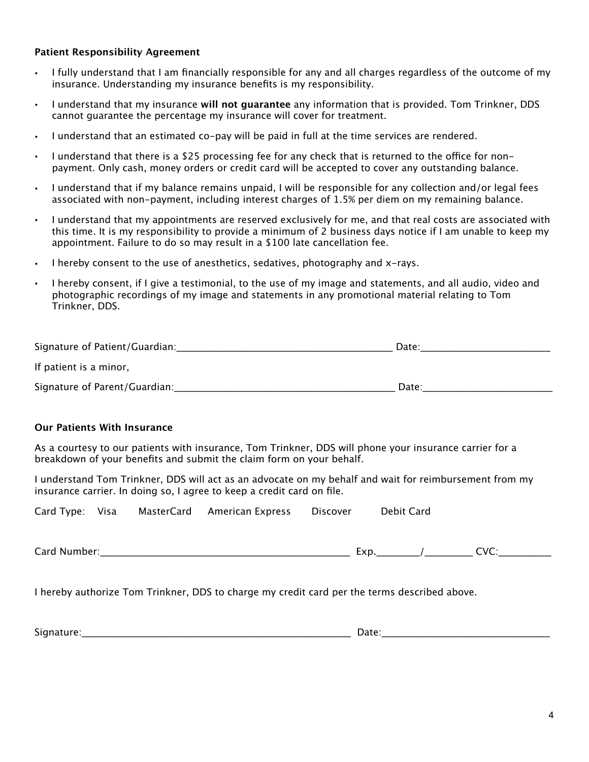**Patient Responsibility Agreement**

- I fully understand that I am financially responsible for any and all charges regardless of the outcome of my insurance. Understanding my insurance benefits is my responsibility.
- I understand that my insurance **will not guarantee** any information that is provided. Tom Trinkner, DDS cannot guarantee the percentage my insurance will cover for treatment.
- I understand that an estimated co-pay will be paid in full at the time services are rendered.
- I understand that there is a $25 processing fee for any check that is returned to the office for non-payment. Only cash, money orders or credit card will be accepted to cover any outstanding balance.
- I understand that if my balance remains unpaid, I will be responsible for any collection and/or legal fees associated with non-payment, including interest charges of 1.5% per diem on my remaining balance.
- I understand that my appointments are reserved exclusively for me, and that real costs are associated with this time. It is my responsibility to provide a minimum of 2 business days notice if I am unable to keep my appointment. Failure to do so may result in a $100 late cancellation fee.
- I hereby consent to the use of anesthetics, sedatives, photography and x-rays.
- I hereby consent, if I give a testimonial, to the use of my image and statements, and all audio, video and photographic recordings of my image and statements in any promotional material relating to Tom Trinkner, DDS.

Signature of Patient/Guardian:_________________________________________ Date:_________________________

If patient is a minor,

Signature of Parent/Guardian:_________________________________________ Date:_________________________

**Our Patients With Insurance**

As a courtesy to our patients with insurance, Tom Trinkner, DDS will phone your insurance carrier for a breakdown of your benefits and submit the claim form on your behalf.

I understand Tom Trinkner, DDS will act as an advocate on my behalf and wait for reimbursement from my insurance carrier. In doing so, I agree to keep a credit card on file.

Card Type: Visa MasterCard American Express Discover Debit Card

Card Number:_________________________________________________ Exp.________/_________ CVC:__________

I hereby authorize Tom Trinkner, DDS to charge my credit card per the terms described above.

Signature:_____________________________________________________ Date:_________________________________